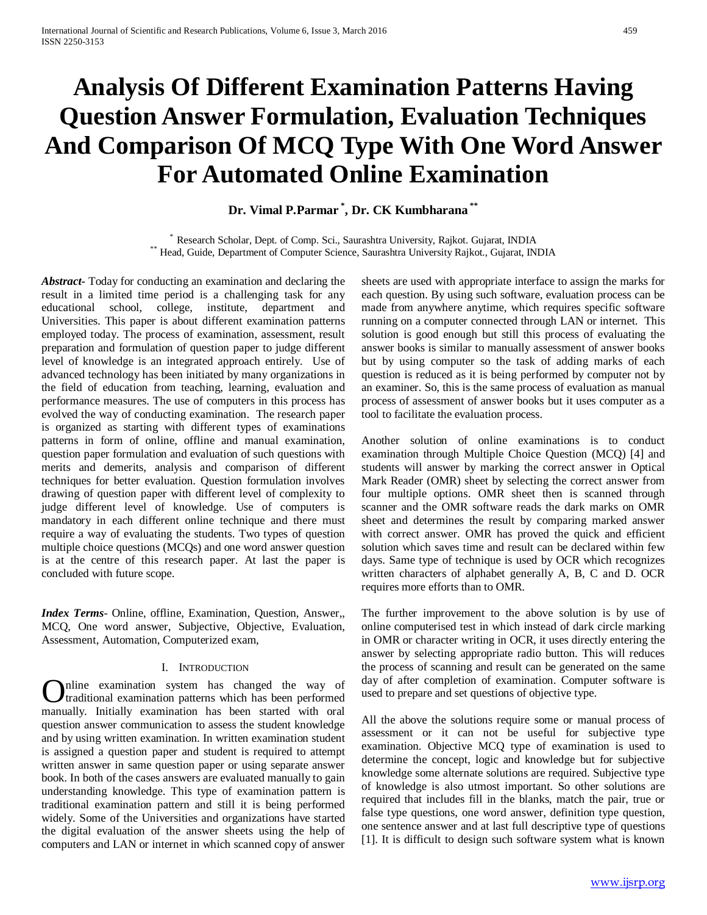# Analysis Of Different Examination Patterns Having Question Answer Formulation, Evaluation Techniques And Comparison Of MCQ Type With One Word Answer For Automated Online Examination

**Dr. Vimal P.Parmar [*], Dr. CK Kumbharana [**]**

[*] Research Scholar, Dept. of Comp. Sci., Saurashtra University, Rajkot. Gujarat, INDIA
[**] Head, Guide, Department of Computer Science, Saurashtra University Rajkot., Gujarat, INDIA

***Abstract***- Today for conducting an examination and declaring the result in a limited time period is a challenging task for any educational school, college, institute, department and Universities. This paper is about different examination patterns employed today. The process of examination, assessment, result preparation and formulation of question paper to judge different level of knowledge is an integrated approach entirely. Use of advanced technology has been initiated by many organizations in the field of education from teaching, learning, evaluation and performance measures. The use of computers in this process has evolved the way of conducting examination. The research paper is organized as starting with different types of examinations patterns in form of online, offline and manual examination, question paper formulation and evaluation of such questions with merits and demerits, analysis and comparison of different techniques for better evaluation. Question formulation involves drawing of question paper with different level of complexity to judge different level of knowledge. Use of computers is mandatory in each different online technique and there must require a way of evaluating the students. Two types of question multiple choice questions (MCQs) and one word answer question is at the centre of this research paper. At last the paper is concluded with future scope.

***Index Terms***- Online, offline, Examination, Question, Answer,, MCQ, One word answer, Subjective, Objective, Evaluation, Assessment, Automation, Computerized exam,

## I. Introduction

Online examination system has changed the way of traditional examination patterns which has been performed manually. Initially examination has been started with oral question answer communication to assess the student knowledge and by using written examination. In written examination student is assigned a question paper and student is required to attempt written answer in same question paper or using separate answer book. In both of the cases answers are evaluated manually to gain understanding knowledge. This type of examination pattern is traditional examination pattern and still it is being performed widely. Some of the Universities and organizations have started the digital evaluation of the answer sheets using the help of computers and LAN or internet in which scanned copy of answer sheets are used with appropriate interface to assign the marks for each question. By using such software, evaluation process can be made from anywhere anytime, which requires specific software running on a computer connected through LAN or internet. This solution is good enough but still this process of evaluating the answer books is similar to manually assessment of answer books but by using computer so the task of adding marks of each question is reduced as it is being performed by computer not by an examiner. So, this is the same process of evaluation as manual process of assessment of answer books but it uses computer as a tool to facilitate the evaluation process.

Another solution of online examinations is to conduct examination through Multiple Choice Question (MCQ) [4] and students will answer by marking the correct answer in Optical Mark Reader (OMR) sheet by selecting the correct answer from four multiple options. OMR sheet then is scanned through scanner and the OMR software reads the dark marks on OMR sheet and determines the result by comparing marked answer with correct answer. OMR has proved the quick and efficient solution which saves time and result can be declared within few days. Same type of technique is used by OCR which recognizes written characters of alphabet generally A, B, C and D. OCR requires more efforts than to OMR.

The further improvement to the above solution is by use of online computerised test in which instead of dark circle marking in OMR or character writing in OCR, it uses directly entering the answer by selecting appropriate radio button. This will reduces the process of scanning and result can be generated on the same day of after completion of examination. Computer software is used to prepare and set questions of objective type.

All the above the solutions require some or manual process of assessment or it can not be useful for subjective type examination. Objective MCQ type of examination is used to determine the concept, logic and knowledge but for subjective knowledge some alternate solutions are required. Subjective type of knowledge is also utmost important. So other solutions are required that includes fill in the blanks, match the pair, true or false type questions, one word answer, definition type question, one sentence answer and at last full descriptive type of questions [1]. It is difficult to design such software system what is known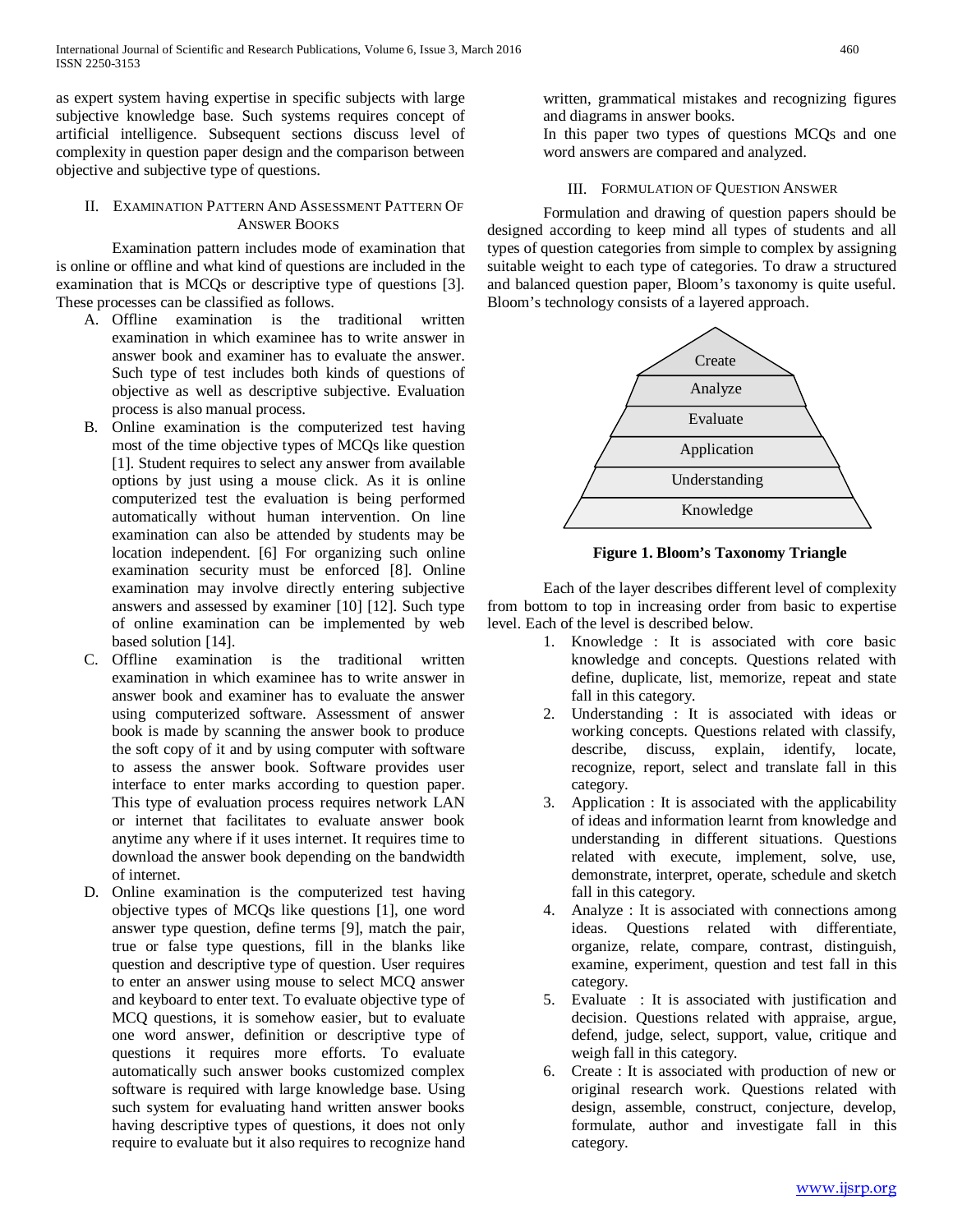as expert system having expertise in specific subjects with large subjective knowledge base. Such systems requires concept of artificial intelligence. Subsequent sections discuss level of complexity in question paper design and the comparison between objective and subjective type of questions.

## II. Examination Pattern And Assessment Pattern Of Answer Books

Examination pattern includes mode of examination that is online or offline and what kind of questions are included in the examination that is MCQs or descriptive type of questions [3]. These processes can be classified as follows.

A. Offline examination is the traditional written examination in which examinee has to write answer in answer book and examiner has to evaluate the answer. Such type of test includes both kinds of questions of objective as well as descriptive subjective. Evaluation process is also manual process.
B. Online examination is the computerized test having most of the time objective types of MCQs like question [1]. Student requires to select any answer from available options by just using a mouse click. As it is online computerized test the evaluation is being performed automatically without human intervention. On line examination can also be attended by students may be location independent. [6] For organizing such online examination security must be enforced [8]. Online examination may involve directly entering subjective answers and assessed by examiner [10] [12]. Such type of online examination can be implemented by web based solution [14].
C. Offline examination is the traditional written examination in which examinee has to write answer in answer book and examiner has to evaluate the answer using computerized software. Assessment of answer book is made by scanning the answer book to produce the soft copy of it and by using computer with software to assess the answer book. Software provides user interface to enter marks according to question paper. This type of evaluation process requires network LAN or internet that facilitates to evaluate answer book anytime any where if it uses internet. It requires time to download the answer book depending on the bandwidth of internet.
D. Online examination is the computerized test having objective types of MCQs like questions [1], one word answer type question, define terms [9], match the pair, true or false type questions, fill in the blanks like question and descriptive type of question. User requires to enter an answer using mouse to select MCQ answer and keyboard to enter text. To evaluate objective type of MCQ questions, it is somehow easier, but to evaluate one word answer, definition or descriptive type of questions it requires more efforts. To evaluate automatically such answer books customized complex software is required with large knowledge base. Using such system for evaluating hand written answer books having descriptive types of questions, it does not only require to evaluate but it also requires to recognize hand written, grammatical mistakes and recognizing figures and diagrams in answer books.

In this paper two types of questions MCQs and one word answers are compared and analyzed.

## III. Formulation of Question Answer

Formulation and drawing of question papers should be designed according to keep mind all types of students and all types of question categories from simple to complex by assigning suitable weight to each type of categories. To draw a structured and balanced question paper, Bloom's taxonomy is quite useful. Bloom's technology consists of a layered approach.

Create
Analyze
Evaluate
Application
Understanding
Knowledge

**Figure 1. Bloom's Taxonomy Triangle**

Each of the layer describes different level of complexity from bottom to top in increasing order from basic to expertise level. Each of the level is described below.

1. Knowledge : It is associated with core basic knowledge and concepts. Questions related with define, duplicate, list, memorize, repeat and state fall in this category.
2. Understanding : It is associated with ideas or working concepts. Questions related with classify, describe, discuss, explain, identify, locate, recognize, report, select and translate fall in this category.
3. Application : It is associated with the applicability of ideas and information learnt from knowledge and understanding in different situations. Questions related with execute, implement, solve, use, demonstrate, interpret, operate, schedule and sketch fall in this category.
4. Analyze : It is associated with connections among ideas. Questions related with differentiate, organize, relate, compare, contrast, distinguish, examine, experiment, question and test fall in this category.
5. Evaluate : It is associated with justification and decision. Questions related with appraise, argue, defend, judge, select, support, value, critique and weigh fall in this category.
6. Create : It is associated with production of new or original research work. Questions related with design, assemble, construct, conjecture, develop, formulate, author and investigate fall in this category.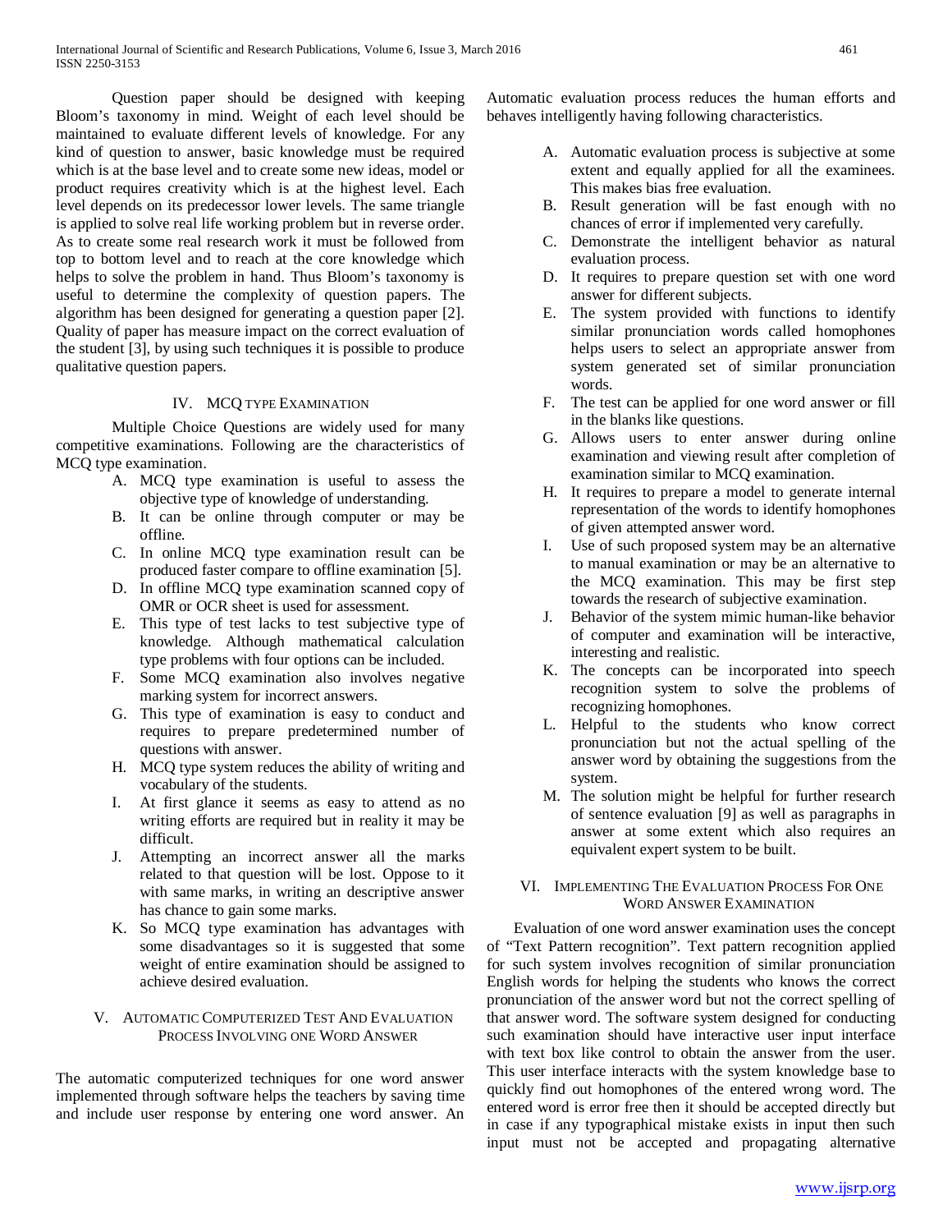Question paper should be designed with keeping Bloom's taxonomy in mind. Weight of each level should be maintained to evaluate different levels of knowledge. For any kind of question to answer, basic knowledge must be required which is at the base level and to create some new ideas, model or product requires creativity which is at the highest level. Each level depends on its predecessor lower levels. The same triangle is applied to solve real life working problem but in reverse order. As to create some real research work it must be followed from top to bottom level and to reach at the core knowledge which helps to solve the problem in hand. Thus Bloom's taxonomy is useful to determine the complexity of question papers. The algorithm has been designed for generating a question paper [2]. Quality of paper has measure impact on the correct evaluation of the student [3], by using such techniques it is possible to produce qualitative question papers.

## IV. MCQ Type Examination

Multiple Choice Questions are widely used for many competitive examinations. Following are the characteristics of MCQ type examination.

A. MCQ type examination is useful to assess the objective type of knowledge of understanding.
B. It can be online through computer or may be offline.
C. In online MCQ type examination result can be produced faster compare to offline examination [5].
D. In offline MCQ type examination scanned copy of OMR or OCR sheet is used for assessment.
E. This type of test lacks to test subjective type of knowledge. Although mathematical calculation type problems with four options can be included.
F. Some MCQ examination also involves negative marking system for incorrect answers.
G. This type of examination is easy to conduct and requires to prepare predetermined number of questions with answer.
H. MCQ type system reduces the ability of writing and vocabulary of the students.
I. At first glance it seems as easy to attend as no writing efforts are required but in reality it may be difficult.
J. Attempting an incorrect answer all the marks related to that question will be lost. Oppose to it with same marks, in writing an descriptive answer has chance to gain some marks.
K. So MCQ type examination has advantages with some disadvantages so it is suggested that some weight of entire examination should be assigned to achieve desired evaluation.

## V. Automatic Computerized Test And Evaluation Process Involving one Word Answer

The automatic computerized techniques for one word answer implemented through software helps the teachers by saving time and include user response by entering one word answer. An Automatic evaluation process reduces the human efforts and behaves intelligently having following characteristics.

A. Automatic evaluation process is subjective at some extent and equally applied for all the examinees. This makes bias free evaluation.
B. Result generation will be fast enough with no chances of error if implemented very carefully.
C. Demonstrate the intelligent behavior as natural evaluation process.
D. It requires to prepare question set with one word answer for different subjects.
E. The system provided with functions to identify similar pronunciation words called homophones helps users to select an appropriate answer from system generated set of similar pronunciation words.
F. The test can be applied for one word answer or fill in the blanks like questions.
G. Allows users to enter answer during online examination and viewing result after completion of examination similar to MCQ examination.
H. It requires to prepare a model to generate internal representation of the words to identify homophones of given attempted answer word.
I. Use of such proposed system may be an alternative to manual examination or may be an alternative to the MCQ examination. This may be first step towards the research of subjective examination.
J. Behavior of the system mimic human-like behavior of computer and examination will be interactive, interesting and realistic.
K. The concepts can be incorporated into speech recognition system to solve the problems of recognizing homophones.
L. Helpful to the students who know correct pronunciation but not the actual spelling of the answer word by obtaining the suggestions from the system.
M. The solution might be helpful for further research of sentence evaluation [9] as well as paragraphs in answer at some extent which also requires an equivalent expert system to be built.

## VI. Implementing The Evaluation Process For One Word Answer Examination

Evaluation of one word answer examination uses the concept of "Text Pattern recognition". Text pattern recognition applied for such system involves recognition of similar pronunciation English words for helping the students who knows the correct pronunciation of the answer word but not the correct spelling of that answer word. The software system designed for conducting such examination should have interactive user input interface with text box like control to obtain the answer from the user. This user interface interacts with the system knowledge base to quickly find out homophones of the entered wrong word. The entered word is error free then it should be accepted directly but in case if any typographical mistake exists in input then such input must not be accepted and propagating alternative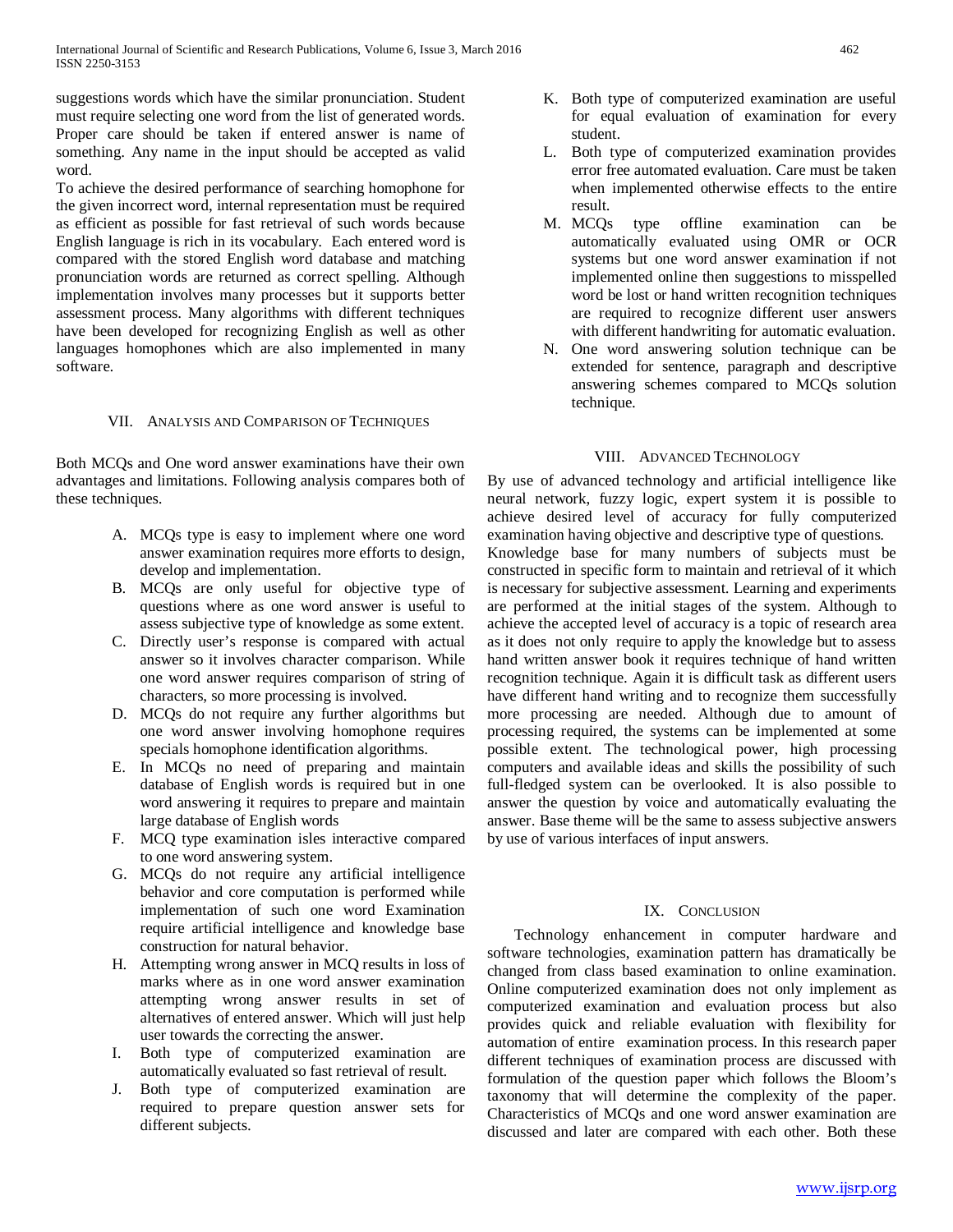suggestions words which have the similar pronunciation. Student must require selecting one word from the list of generated words. Proper care should be taken if entered answer is name of something. Any name in the input should be accepted as valid word.

To achieve the desired performance of searching homophone for the given incorrect word, internal representation must be required as efficient as possible for fast retrieval of such words because English language is rich in its vocabulary. Each entered word is compared with the stored English word database and matching pronunciation words are returned as correct spelling. Although implementation involves many processes but it supports better assessment process. Many algorithms with different techniques have been developed for recognizing English as well as other languages homophones which are also implemented in many software.

## VII. Analysis and Comparison of Techniques

Both MCQs and One word answer examinations have their own advantages and limitations. Following analysis compares both of these techniques.

A. MCQs type is easy to implement where one word answer examination requires more efforts to design, develop and implementation.
B. MCQs are only useful for objective type of questions where as one word answer is useful to assess subjective type of knowledge as some extent.
C. Directly user's response is compared with actual answer so it involves character comparison. While one word answer requires comparison of string of characters, so more processing is involved.
D. MCQs do not require any further algorithms but one word answer involving homophone requires specials homophone identification algorithms.
E. In MCQs no need of preparing and maintain database of English words is required but in one word answering it requires to prepare and maintain large database of English words
F. MCQ type examination isles interactive compared to one word answering system.
G. MCQs do not require any artificial intelligence behavior and core computation is performed while implementation of such one word Examination require artificial intelligence and knowledge base construction for natural behavior.
H. Attempting wrong answer in MCQ results in loss of marks where as in one word answer examination attempting wrong answer results in set of alternatives of entered answer. Which will just help user towards the correcting the answer.
I. Both type of computerized examination are automatically evaluated so fast retrieval of result.
J. Both type of computerized examination are required to prepare question answer sets for different subjects.
K. Both type of computerized examination are useful for equal evaluation of examination for every student.
L. Both type of computerized examination provides error free automated evaluation. Care must be taken when implemented otherwise effects to the entire result.
M. MCQs type offline examination can be automatically evaluated using OMR or OCR systems but one word answer examination if not implemented online then suggestions to misspelled word be lost or hand written recognition techniques are required to recognize different user answers with different handwriting for automatic evaluation.
N. One word answering solution technique can be extended for sentence, paragraph and descriptive answering schemes compared to MCQs solution technique.

## VIII. Advanced Technology

By use of advanced technology and artificial intelligence like neural network, fuzzy logic, expert system it is possible to achieve desired level of accuracy for fully computerized examination having objective and descriptive type of questions.

Knowledge base for many numbers of subjects must be constructed in specific form to maintain and retrieval of it which is necessary for subjective assessment. Learning and experiments are performed at the initial stages of the system. Although to achieve the accepted level of accuracy is a topic of research area as it does not only require to apply the knowledge but to assess hand written answer book it requires technique of hand written recognition technique. Again it is difficult task as different users have different hand writing and to recognize them successfully more processing are needed. Although due to amount of processing required, the systems can be implemented at some possible extent. The technological power, high processing computers and available ideas and skills the possibility of such full-fledged system can be overlooked. It is also possible to answer the question by voice and automatically evaluating the answer. Base theme will be the same to assess subjective answers by use of various interfaces of input answers.

## IX. Conclusion

Technology enhancement in computer hardware and software technologies, examination pattern has dramatically be changed from class based examination to online examination. Online computerized examination does not only implement as computerized examination and evaluation process but also provides quick and reliable evaluation with flexibility for automation of entire examination process. In this research paper different techniques of examination process are discussed with formulation of the question paper which follows the Bloom's taxonomy that will determine the complexity of the paper. Characteristics of MCQs and one word answer examination are discussed and later are compared with each other. Both these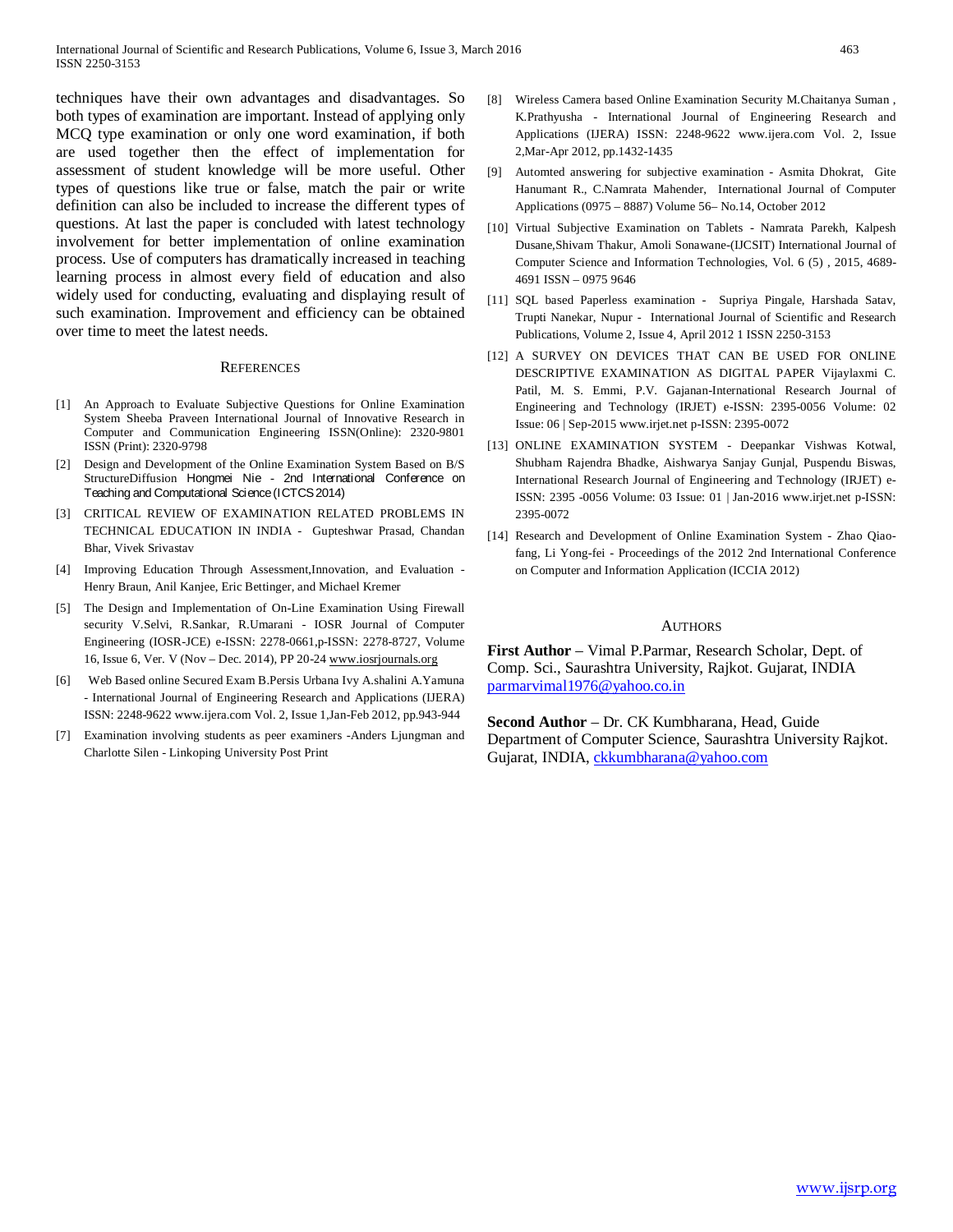techniques have their own advantages and disadvantages. So both types of examination are important. Instead of applying only MCQ type examination or only one word examination, if both are used together then the effect of implementation for assessment of student knowledge will be more useful. Other types of questions like true or false, match the pair or write definition can also be included to increase the different types of questions. At last the paper is concluded with latest technology involvement for better implementation of online examination process. Use of computers has dramatically increased in teaching learning process in almost every field of education and also widely used for conducting, evaluating and displaying result of such examination. Improvement and efficiency can be obtained over time to meet the latest needs.

## REFERENCES

[1] An Approach to Evaluate Subjective Questions for Online Examination System Sheeba Praveen International Journal of Innovative Research in Computer and Communication Engineering ISSN(Online): 2320-9801 ISSN (Print): 2320-9798

[2] Design and Development of the Online Examination System Based on B/S StructureDiffusion Hongmei Nie - 2nd International Conference on Teaching and Computational Science (ICTCS 2014)

[3] CRITICAL REVIEW OF EXAMINATION RELATED PROBLEMS IN TECHNICAL EDUCATION IN INDIA - Gupteshwar Prasad, Chandan Bhar, Vivek Srivastav

[4] Improving Education Through Assessment,Innovation, and Evaluation - Henry Braun, Anil Kanjee, Eric Bettinger, and Michael Kremer

[5] The Design and Implementation of On-Line Examination Using Firewall security V.Selvi, R.Sankar, R.Umarani - IOSR Journal of Computer Engineering (IOSR-JCE) e-ISSN: 2278-0661,p-ISSN: 2278-8727, Volume 16, Issue 6, Ver. V (Nov – Dec. 2014), PP 20-24 www.iosrjournals.org

[6] Web Based online Secured Exam B.Persis Urbana Ivy A.shalini A.Yamuna - International Journal of Engineering Research and Applications (IJERA) ISSN: 2248-9622 www.ijera.com Vol. 2, Issue 1,Jan-Feb 2012, pp.943-944

[7] Examination involving students as peer examiners -Anders Ljungman and Charlotte Silen - Linkoping University Post Print

[8] Wireless Camera based Online Examination Security M.Chaitanya Suman , K.Prathyusha - International Journal of Engineering Research and Applications (IJERA) ISSN: 2248-9622 www.ijera.com Vol. 2, Issue 2,Mar-Apr 2012, pp.1432-1435

[9] Automted answering for subjective examination - Asmita Dhokrat, Gite Hanumant R., C.Namrata Mahender, International Journal of Computer Applications (0975 – 8887) Volume 56– No.14, October 2012

[10] Virtual Subjective Examination on Tablets - Namrata Parekh, Kalpesh Dusane,Shivam Thakur, Amoli Sonawane-(IJCSIT) International Journal of Computer Science and Information Technologies, Vol. 6 (5) , 2015, 4689-4691 ISSN – 0975 9646

[11] SQL based Paperless examination - Supriya Pingale, Harshada Satav, Trupti Nanekar, Nupur - International Journal of Scientific and Research Publications, Volume 2, Issue 4, April 2012 1 ISSN 2250-3153

[12] A SURVEY ON DEVICES THAT CAN BE USED FOR ONLINE DESCRIPTIVE EXAMINATION AS DIGITAL PAPER Vijaylaxmi C. Patil, M. S. Emmi, P.V. Gajanan-International Research Journal of Engineering and Technology (IRJET) e-ISSN: 2395-0056 Volume: 02 Issue: 06 | Sep-2015 www.irjet.net p-ISSN: 2395-0072

[13] ONLINE EXAMINATION SYSTEM - Deepankar Vishwas Kotwal, Shubham Rajendra Bhadke, Aishwarya Sanjay Gunjal, Puspendu Biswas, International Research Journal of Engineering and Technology (IRJET) e-ISSN: 2395 -0056 Volume: 03 Issue: 01 | Jan-2016 www.irjet.net p-ISSN: 2395-0072

[14] Research and Development of Online Examination System - Zhao Qiao-fang, Li Yong-fei - Proceedings of the 2012 2nd International Conference on Computer and Information Application (ICCIA 2012)

## AUTHORS

**First Author** – Vimal P.Parmar, Research Scholar, Dept. of Comp. Sci., Saurashtra University, Rajkot. Gujarat, INDIA parmarvimal1976@yahoo.co.in

**Second Author** – Dr. CK Kumbharana, Head, Guide Department of Computer Science, Saurashtra University Rajkot. Gujarat, INDIA, ckkumbharana@yahoo.com